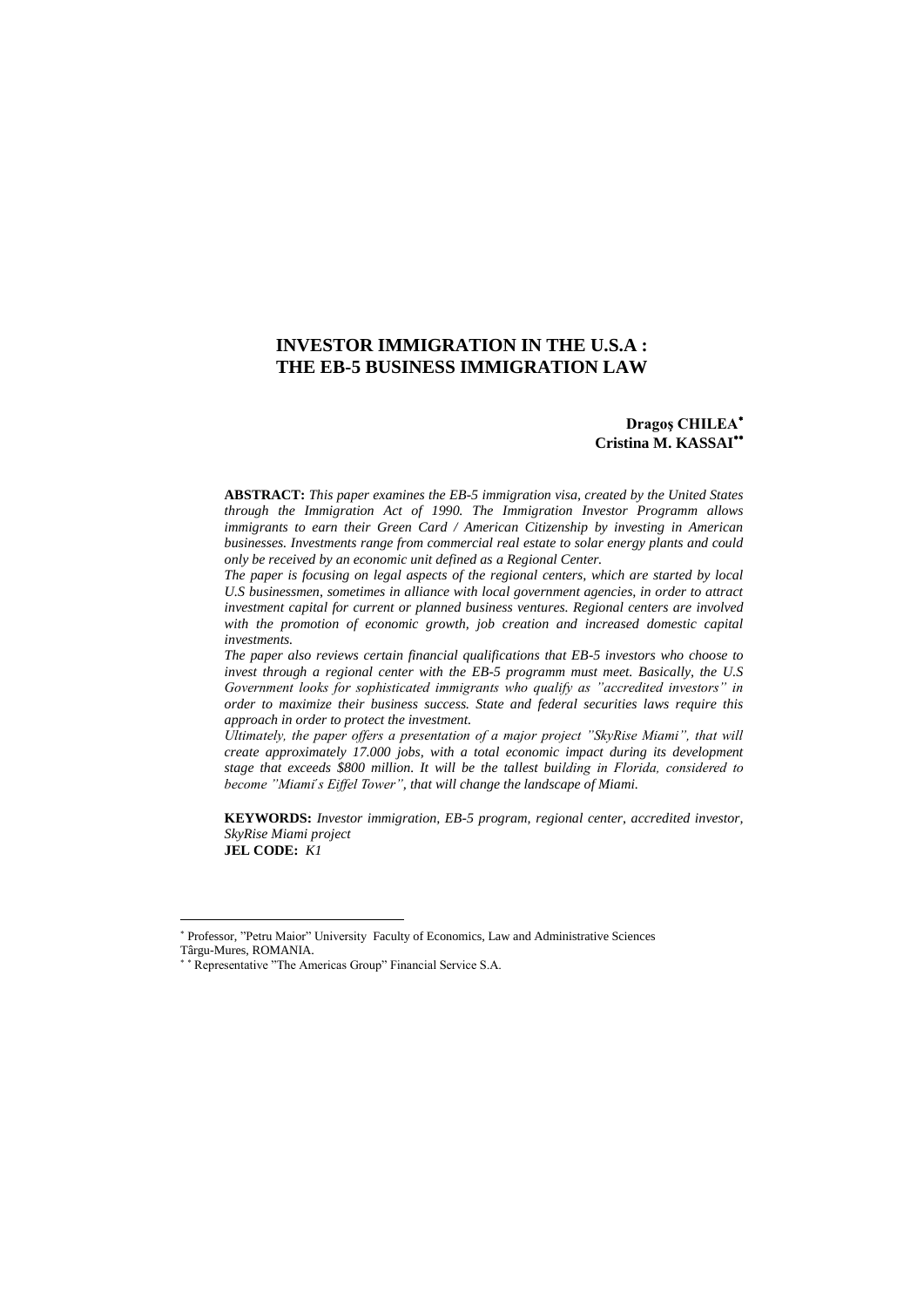# INVESTOR IMMIGRATION IN THE U.S.A : THE EB-5 BUSINESS IMMIGRATION LAW

**Dragoş CHILEA**[*]
**Cristina M. KASSAI**[**]

**ABSTRACT:** *This paper examines the EB-5 immigration visa, created by the United States through the Immigration Act of 1990. The Immigration Investor Programm allows immigrants to earn their Green Card / American Citizenship by investing in American businesses. Investments range from commercial real estate to solar energy plants and could only be received by an economic unit defined as a Regional Center.*

*The paper is focusing on legal aspects of the regional centers, which are started by local U.S businessmen, sometimes in alliance with local government agencies, in order to attract investment capital for current or planned business ventures. Regional centers are involved with the promotion of economic growth, job creation and increased domestic capital investments.*

*The paper also reviews certain financial qualifications that EB-5 investors who choose to invest through a regional center with the EB-5 programm must meet. Basically, the U.S Government looks for sophisticated immigrants who qualify as "accredited investors" in order to maximize their business success. State and federal securities laws require this approach in order to protect the investment.*

*Ultimately, the paper offers a presentation of a major project "SkyRise Miami", that will create approximately 17.000 jobs, with a total economic impact during its development stage that exceeds $800 million. It will be the tallest building in Florida, considered to become "Miami's Eiffel Tower", that will change the landscape of Miami.*

**KEYWORDS:** *Investor immigration, EB-5 program, regional center, accredited investor, SkyRise Miami project*
**JEL CODE:** *K1*

---

[*] Professor, "Petru Maior" University Faculty of Economics, Law and Administrative Sciences Târgu-Mures, ROMANIA.

[**] Representative "The Americas Group" Financial Service S.A.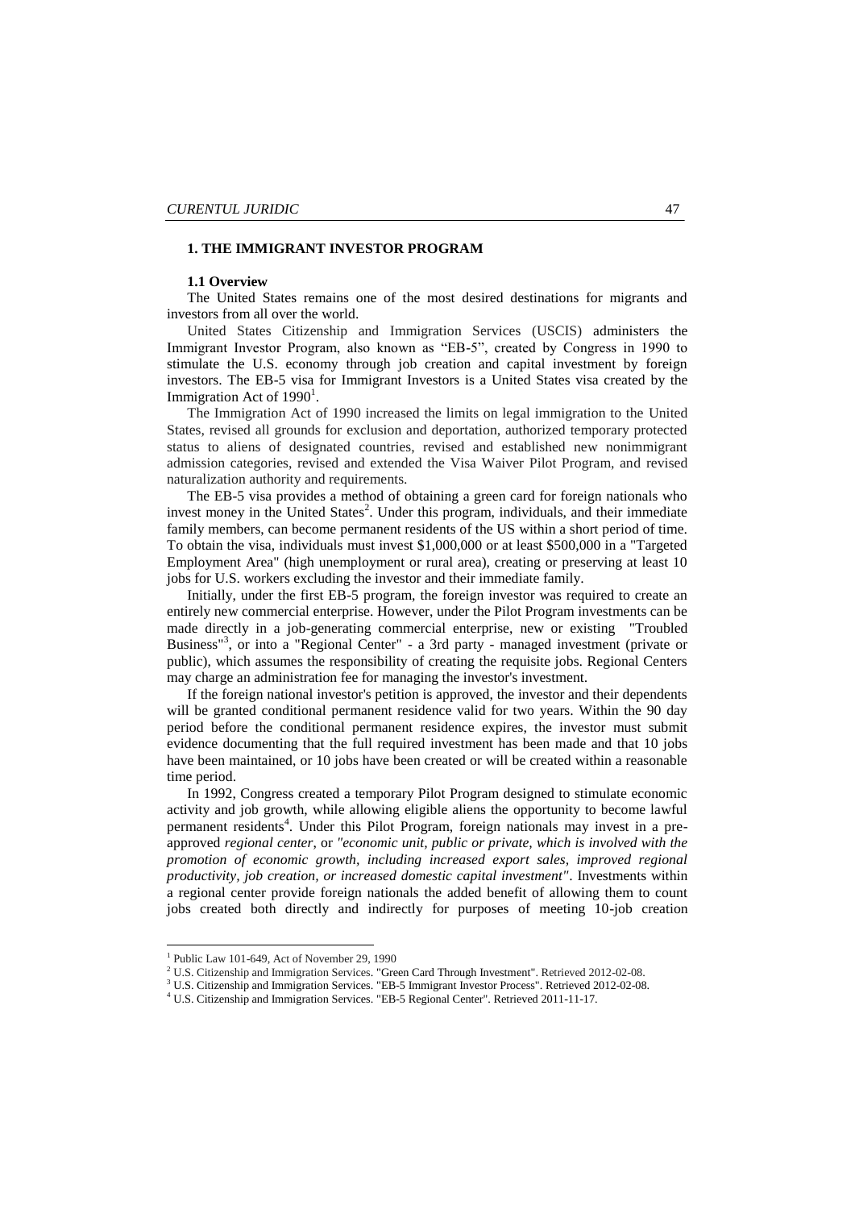## 1. THE IMMIGRANT INVESTOR PROGRAM

### 1.1 Overview

The United States remains one of the most desired destinations for migrants and investors from all over the world.

United States Citizenship and Immigration Services (USCIS) administers the Immigrant Investor Program, also known as "EB-5", created by Congress in 1990 to stimulate the U.S. economy through job creation and capital investment by foreign investors. The EB-5 visa for Immigrant Investors is a United States visa created by the Immigration Act of 1990[1].

The Immigration Act of 1990 increased the limits on legal immigration to the United States, revised all grounds for exclusion and deportation, authorized temporary protected status to aliens of designated countries, revised and established new nonimmigrant admission categories, revised and extended the Visa Waiver Pilot Program, and revised naturalization authority and requirements.

The EB-5 visa provides a method of obtaining a green card for foreign nationals who invest money in the United States[2]. Under this program, individuals, and their immediate family members, can become permanent residents of the US within a short period of time. To obtain the visa, individuals must invest $1,000,000 or at least $500,000 in a "Targeted Employment Area" (high unemployment or rural area), creating or preserving at least 10 jobs for U.S. workers excluding the investor and their immediate family.

Initially, under the first EB-5 program, the foreign investor was required to create an entirely new commercial enterprise. However, under the Pilot Program investments can be made directly in a job-generating commercial enterprise, new or existing "Troubled Business"[3], or into a "Regional Center" - a 3rd party - managed investment (private or public), which assumes the responsibility of creating the requisite jobs. Regional Centers may charge an administration fee for managing the investor's investment.

If the foreign national investor's petition is approved, the investor and their dependents will be granted conditional permanent residence valid for two years. Within the 90 day period before the conditional permanent residence expires, the investor must submit evidence documenting that the full required investment has been made and that 10 jobs have been maintained, or 10 jobs have been created or will be created within a reasonable time period.

In 1992, Congress created a temporary Pilot Program designed to stimulate economic activity and job growth, while allowing eligible aliens the opportunity to become lawful permanent residents[4]. Under this Pilot Program, foreign nationals may invest in a pre-approved *regional center*, or *"economic unit, public or private, which is involved with the promotion of economic growth, including increased export sales, improved regional productivity, job creation, or increased domestic capital investment"*. Investments within a regional center provide foreign nationals the added benefit of allowing them to count jobs created both directly and indirectly for purposes of meeting 10-job creation

---

[1] Public Law 101-649, Act of November 29, 1990

[2] U.S. Citizenship and Immigration Services. "Green Card Through Investment". Retrieved 2012-02-08.

[3] U.S. Citizenship and Immigration Services. "EB-5 Immigrant Investor Process". Retrieved 2012-02-08.

[4] U.S. Citizenship and Immigration Services. "EB-5 Regional Center". Retrieved 2011-11-17.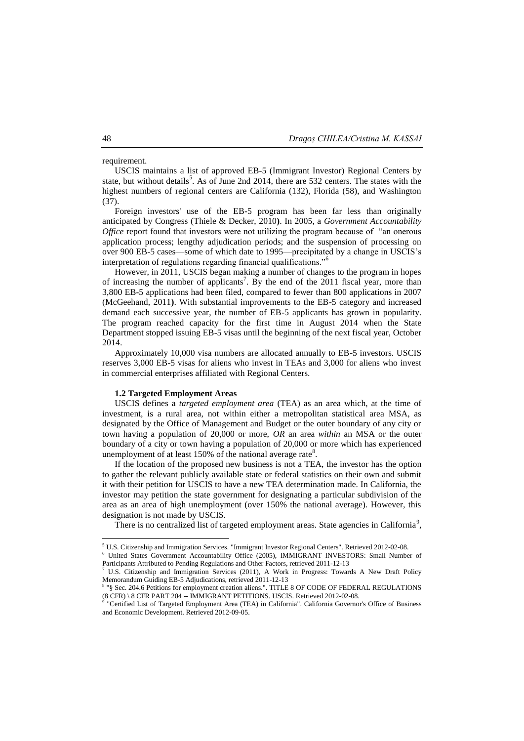requirement.

USCIS maintains a list of approved EB-5 (Immigrant Investor) Regional Centers by state, but without details[5]. As of June 2nd 2014, there are 532 centers. The states with the highest numbers of regional centers are California (132), Florida (58), and Washington (37).

Foreign investors' use of the EB-5 program has been far less than originally anticipated by Congress (Thiele & Decker, 2010**)**. In 2005, a *Government Accountability Office* report found that investors were not utilizing the program because of "an onerous application process; lengthy adjudication periods; and the suspension of processing on over 900 EB-5 cases—some of which date to 1995—precipitated by a change in USCIS's interpretation of regulations regarding financial qualifications."[6]

However, in 2011, USCIS began making a number of changes to the program in hopes of increasing the number of applicants[7]. By the end of the 2011 fiscal year, more than 3,800 EB-5 applications had been filed, compared to fewer than 800 applications in 2007 (McGeehand, 2011**)**. With substantial improvements to the EB-5 category and increased demand each successive year, the number of EB-5 applicants has grown in popularity. The program reached capacity for the first time in August 2014 when the State Department stopped issuing EB-5 visas until the beginning of the next fiscal year, October 2014.

Approximately 10,000 visa numbers are allocated annually to EB-5 investors. USCIS reserves 3,000 EB-5 visas for aliens who invest in TEAs and 3,000 for aliens who invest in commercial enterprises affiliated with Regional Centers.

### 1.2 Targeted Employment Areas

USCIS defines a *targeted employment area* (TEA) as an area which, at the time of investment, is a rural area, not within either a metropolitan statistical area MSA, as designated by the Office of Management and Budget or the outer boundary of any city or town having a population of 20,000 or more, *OR* an area *within* an MSA or the outer boundary of a city or town having a population of 20,000 or more which has experienced unemployment of at least 150% of the national average rate[8].

If the location of the proposed new business is not a TEA, the investor has the option to gather the relevant publicly available state or federal statistics on their own and submit it with their petition for USCIS to have a new TEA determination made. In California, the investor may petition the state government for designating a particular subdivision of the area as an area of high unemployment (over 150% the national average). However, this designation is not made by USCIS.

There is no centralized list of targeted employment areas. State agencies in California[9],

---

[5] U.S. Citizenship and Immigration Services. "Immigrant Investor Regional Centers". Retrieved 2012-02-08.

[6] United States Government Accountability Office (2005), IMMIGRANT INVESTORS: Small Number of Participants Attributed to Pending Regulations and Other Factors, retrieved 2011-12-13

[7] U.S. Citizenship and Immigration Services (2011), A Work in Progress: Towards A New Draft Policy Memorandum Guiding EB-5 Adjudications, retrieved 2011-12-13

[8] "§ Sec. 204.6 Petitions for employment creation aliens.". TITLE 8 OF CODE OF FEDERAL REGULATIONS (8 CFR) \ 8 CFR PART 204 -- IMMIGRANT PETITIONS. USCIS. Retrieved 2012-02-08.

[9] "Certified List of Targeted Employment Area (TEA) in California". California Governor's Office of Business and Economic Development. Retrieved 2012-09-05.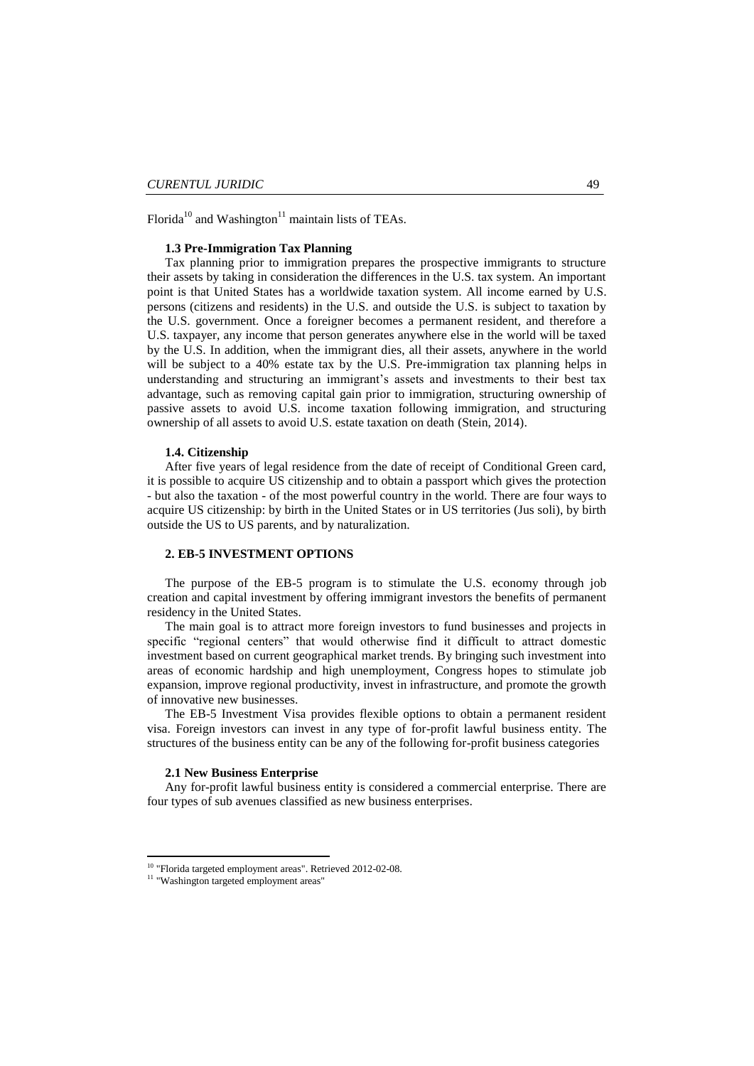Florida[10] and Washington[11] maintain lists of TEAs.

### 1.3 Pre-Immigration Tax Planning

Tax planning prior to immigration prepares the prospective immigrants to structure their assets by taking in consideration the differences in the U.S. tax system. An important point is that United States has a worldwide taxation system. All income earned by U.S. persons (citizens and residents) in the U.S. and outside the U.S. is subject to taxation by the U.S. government. Once a foreigner becomes a permanent resident, and therefore a U.S. taxpayer, any income that person generates anywhere else in the world will be taxed by the U.S. In addition, when the immigrant dies, all their assets, anywhere in the world will be subject to a 40% estate tax by the U.S. Pre-immigration tax planning helps in understanding and structuring an immigrant's assets and investments to their best tax advantage, such as removing capital gain prior to immigration, structuring ownership of passive assets to avoid U.S. income taxation following immigration, and structuring ownership of all assets to avoid U.S. estate taxation on death (Stein, 2014).

### 1.4. Citizenship

After five years of legal residence from the date of receipt of Conditional Green card, it is possible to acquire US citizenship and to obtain a passport which gives the protection - but also the taxation - of the most powerful country in the world. There are four ways to acquire US citizenship: by birth in the United States or in US territories (Jus soli), by birth outside the US to US parents, and by naturalization.

## 2. EB-5 INVESTMENT OPTIONS

The purpose of the EB-5 program is to stimulate the U.S. economy through job creation and capital investment by offering immigrant investors the benefits of permanent residency in the United States.

The main goal is to attract more foreign investors to fund businesses and projects in specific "regional centers" that would otherwise find it difficult to attract domestic investment based on current geographical market trends. By bringing such investment into areas of economic hardship and high unemployment, Congress hopes to stimulate job expansion, improve regional productivity, invest in infrastructure, and promote the growth of innovative new businesses.

The EB-5 Investment Visa provides flexible options to obtain a permanent resident visa. Foreign investors can invest in any type of for-profit lawful business entity. The structures of the business entity can be any of the following for-profit business categories

### 2.1 New Business Enterprise

Any for-profit lawful business entity is considered a commercial enterprise. There are four types of sub avenues classified as new business enterprises.

---

[10] "Florida targeted employment areas". Retrieved 2012-02-08.

[11] "Washington targeted employment areas"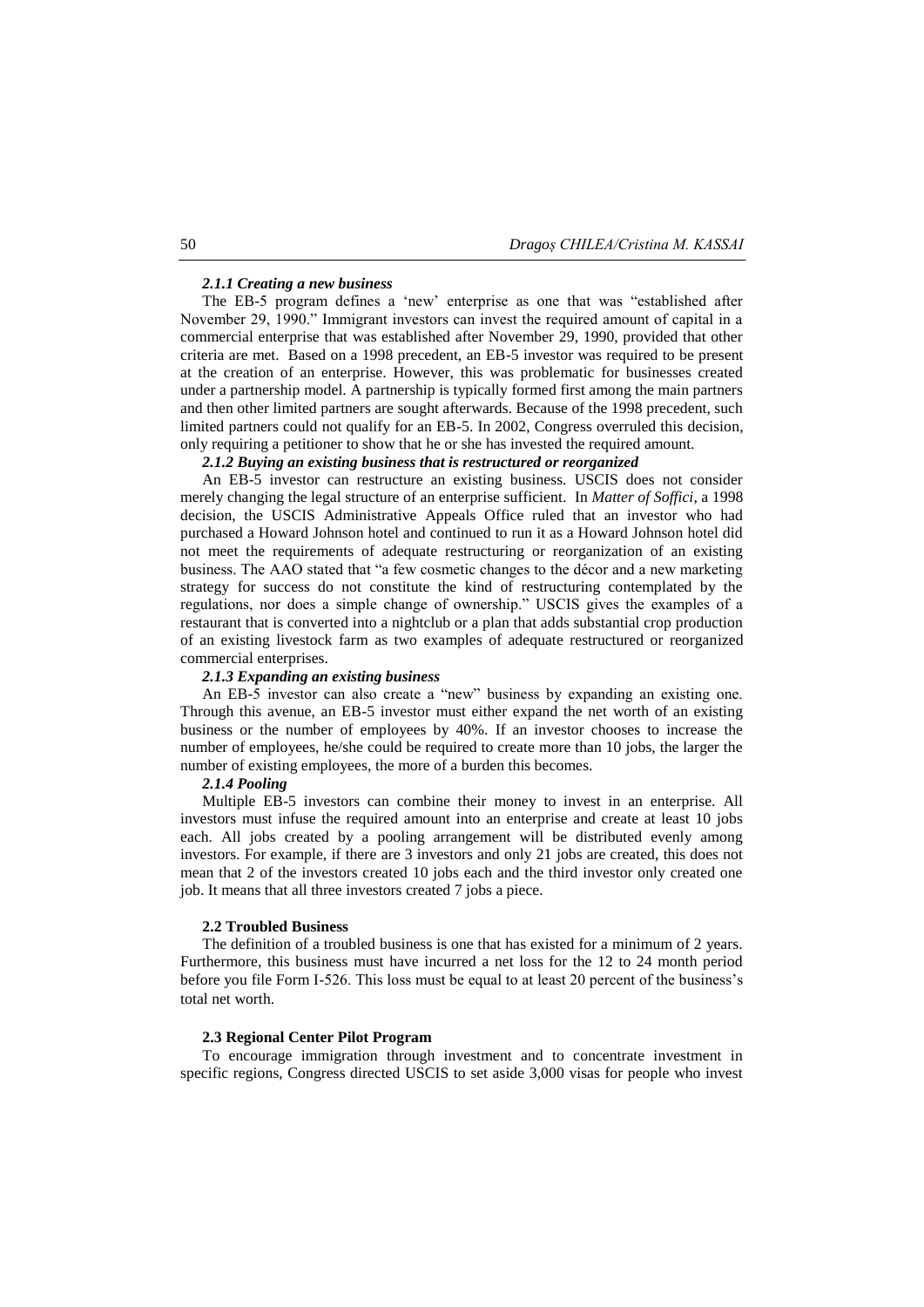#### *2.1.1 Creating a new business*

The EB-5 program defines a 'new' enterprise as one that was "established after November 29, 1990." Immigrant investors can invest the required amount of capital in a commercial enterprise that was established after November 29, 1990, provided that other criteria are met. Based on a 1998 precedent, an EB-5 investor was required to be present at the creation of an enterprise. However, this was problematic for businesses created under a partnership model. A partnership is typically formed first among the main partners and then other limited partners are sought afterwards. Because of the 1998 precedent, such limited partners could not qualify for an EB-5. In 2002, Congress overruled this decision, only requiring a petitioner to show that he or she has invested the required amount.

#### *2.1.2 Buying an existing business that is restructured or reorganized*

An EB-5 investor can restructure an existing business. USCIS does not consider merely changing the legal structure of an enterprise sufficient. In *Matter of Soffici*, a 1998 decision, the USCIS Administrative Appeals Office ruled that an investor who had purchased a Howard Johnson hotel and continued to run it as a Howard Johnson hotel did not meet the requirements of adequate restructuring or reorganization of an existing business. The AAO stated that "a few cosmetic changes to the décor and a new marketing strategy for success do not constitute the kind of restructuring contemplated by the regulations, nor does a simple change of ownership." USCIS gives the examples of a restaurant that is converted into a nightclub or a plan that adds substantial crop production of an existing livestock farm as two examples of adequate restructured or reorganized commercial enterprises.

#### *2.1.3 Expanding an existing business*

An EB-5 investor can also create a "new" business by expanding an existing one. Through this avenue, an EB-5 investor must either expand the net worth of an existing business or the number of employees by 40%. If an investor chooses to increase the number of employees, he/she could be required to create more than 10 jobs, the larger the number of existing employees, the more of a burden this becomes.

#### *2.1.4 Pooling*

Multiple EB-5 investors can combine their money to invest in an enterprise. All investors must infuse the required amount into an enterprise and create at least 10 jobs each. All jobs created by a pooling arrangement will be distributed evenly among investors. For example, if there are 3 investors and only 21 jobs are created, this does not mean that 2 of the investors created 10 jobs each and the third investor only created one job. It means that all three investors created 7 jobs a piece.

### **2.2 Troubled Business**

The definition of a troubled business is one that has existed for a minimum of 2 years. Furthermore, this business must have incurred a net loss for the 12 to 24 month period before you file Form I-526. This loss must be equal to at least 20 percent of the business's total net worth.

### **2.3 Regional Center Pilot Program**

To encourage immigration through investment and to concentrate investment in specific regions, Congress directed USCIS to set aside 3,000 visas for people who invest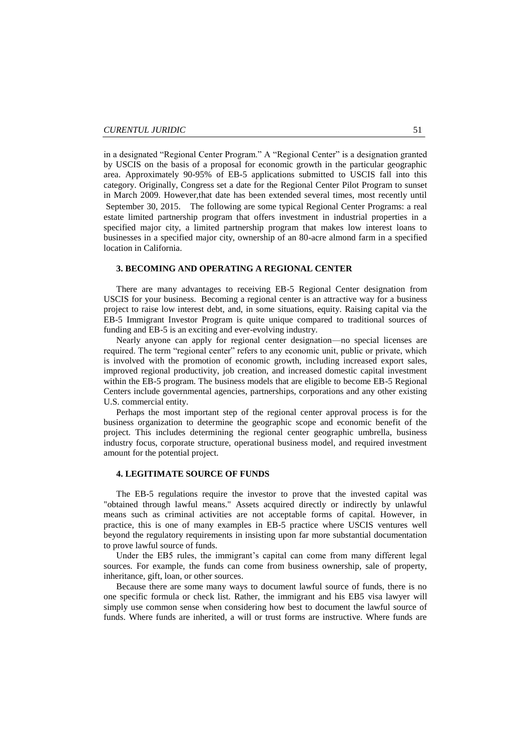in a designated "Regional Center Program." A "Regional Center" is a designation granted by USCIS on the basis of a proposal for economic growth in the particular geographic area. Approximately 90-95% of EB-5 applications submitted to USCIS fall into this category. Originally, Congress set a date for the Regional Center Pilot Program to sunset in March 2009. However,that date has been extended several times, most recently until September 30, 2015. The following are some typical Regional Center Programs: a real estate limited partnership program that offers investment in industrial properties in a specified major city, a limited partnership program that makes low interest loans to businesses in a specified major city, ownership of an 80-acre almond farm in a specified location in California.

## 3. BECOMING AND OPERATING A REGIONAL CENTER

There are many advantages to receiving EB-5 Regional Center designation from USCIS for your business. Becoming a regional center is an attractive way for a business project to raise low interest debt, and, in some situations, equity. Raising capital via the EB-5 Immigrant Investor Program is quite unique compared to traditional sources of funding and EB-5 is an exciting and ever-evolving industry.

Nearly anyone can apply for regional center designation—no special licenses are required. The term "regional center" refers to any economic unit, public or private, which is involved with the promotion of economic growth, including increased export sales, improved regional productivity, job creation, and increased domestic capital investment within the EB-5 program. The business models that are eligible to become EB-5 Regional Centers include governmental agencies, partnerships, corporations and any other existing U.S. commercial entity.

Perhaps the most important step of the regional center approval process is for the business organization to determine the geographic scope and economic benefit of the project. This includes determining the regional center geographic umbrella, business industry focus, corporate structure, operational business model, and required investment amount for the potential project.

## 4. LEGITIMATE SOURCE OF FUNDS

The EB-5 regulations require the investor to prove that the invested capital was "obtained through lawful means." Assets acquired directly or indirectly by unlawful means such as criminal activities are not acceptable forms of capital. However, in practice, this is one of many examples in EB-5 practice where USCIS ventures well beyond the regulatory requirements in insisting upon far more substantial documentation to prove lawful source of funds.

Under the EB5 rules, the immigrant's capital can come from many different legal sources. For example, the funds can come from business ownership, sale of property, inheritance, gift, loan, or other sources.

Because there are some many ways to document lawful source of funds, there is no one specific formula or check list. Rather, the immigrant and his EB5 visa lawyer will simply use common sense when considering how best to document the lawful source of funds. Where funds are inherited, a will or trust forms are instructive. Where funds are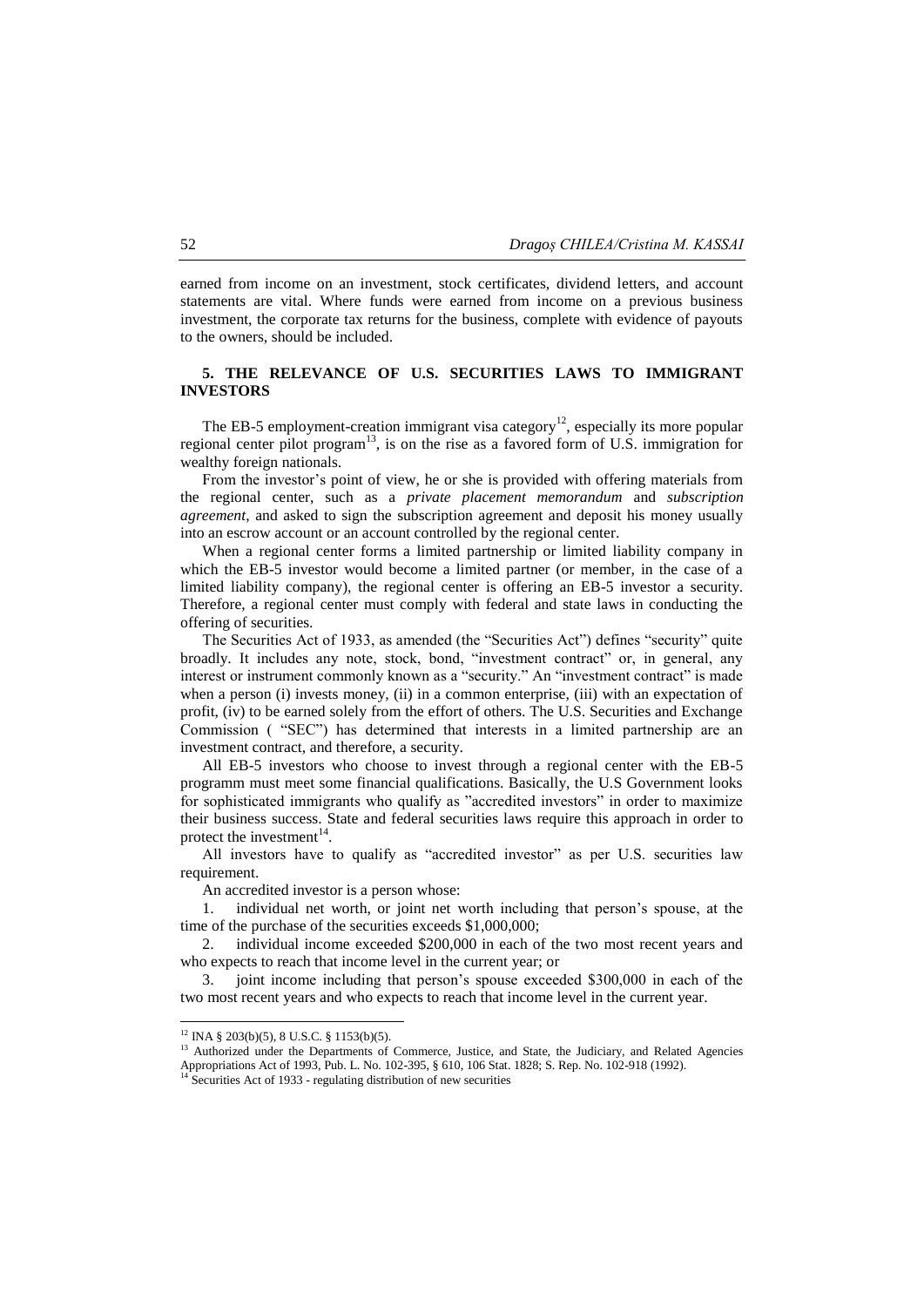earned from income on an investment, stock certificates, dividend letters, and account statements are vital. Where funds were earned from income on a previous business investment, the corporate tax returns for the business, complete with evidence of payouts to the owners, should be included.

## 5. THE RELEVANCE OF U.S. SECURITIES LAWS TO IMMIGRANT INVESTORS

The EB-5 employment-creation immigrant visa category[12], especially its more popular regional center pilot program[13], is on the rise as a favored form of U.S. immigration for wealthy foreign nationals.

From the investor's point of view, he or she is provided with offering materials from the regional center, such as a *private placement memorandum* and *subscription agreement*, and asked to sign the subscription agreement and deposit his money usually into an escrow account or an account controlled by the regional center.

When a regional center forms a limited partnership or limited liability company in which the EB-5 investor would become a limited partner (or member, in the case of a limited liability company), the regional center is offering an EB-5 investor a security. Therefore, a regional center must comply with federal and state laws in conducting the offering of securities.

The Securities Act of 1933, as amended (the "Securities Act") defines "security" quite broadly. It includes any note, stock, bond, "investment contract" or, in general, any interest or instrument commonly known as a "security." An "investment contract" is made when a person (i) invests money, (ii) in a common enterprise, (iii) with an expectation of profit, (iv) to be earned solely from the effort of others. The U.S. Securities and Exchange Commission ( "SEC") has determined that interests in a limited partnership are an investment contract, and therefore, a security.

All EB-5 investors who choose to invest through a regional center with the EB-5 programm must meet some financial qualifications. Basically, the U.S Government looks for sophisticated immigrants who qualify as "accredited investors" in order to maximize their business success. State and federal securities laws require this approach in order to protect the investment[14].

All investors have to qualify as "accredited investor" as per U.S. securities law requirement.

An accredited investor is a person whose:

1. individual net worth, or joint net worth including that person's spouse, at the time of the purchase of the securities exceeds $1,000,000;
2. individual income exceeded $200,000 in each of the two most recent years and who expects to reach that income level in the current year; or
3. joint income including that person's spouse exceeded $300,000 in each of the two most recent years and who expects to reach that income level in the current year.

---

[12] INA § 203(b)(5), 8 U.S.C. § 1153(b)(5).

[13] Authorized under the Departments of Commerce, Justice, and State, the Judiciary, and Related Agencies Appropriations Act of 1993, Pub. L. No. 102-395, § 610, 106 Stat. 1828; S. Rep. No. 102-918 (1992).

[14] Securities Act of 1933 - regulating distribution of new securities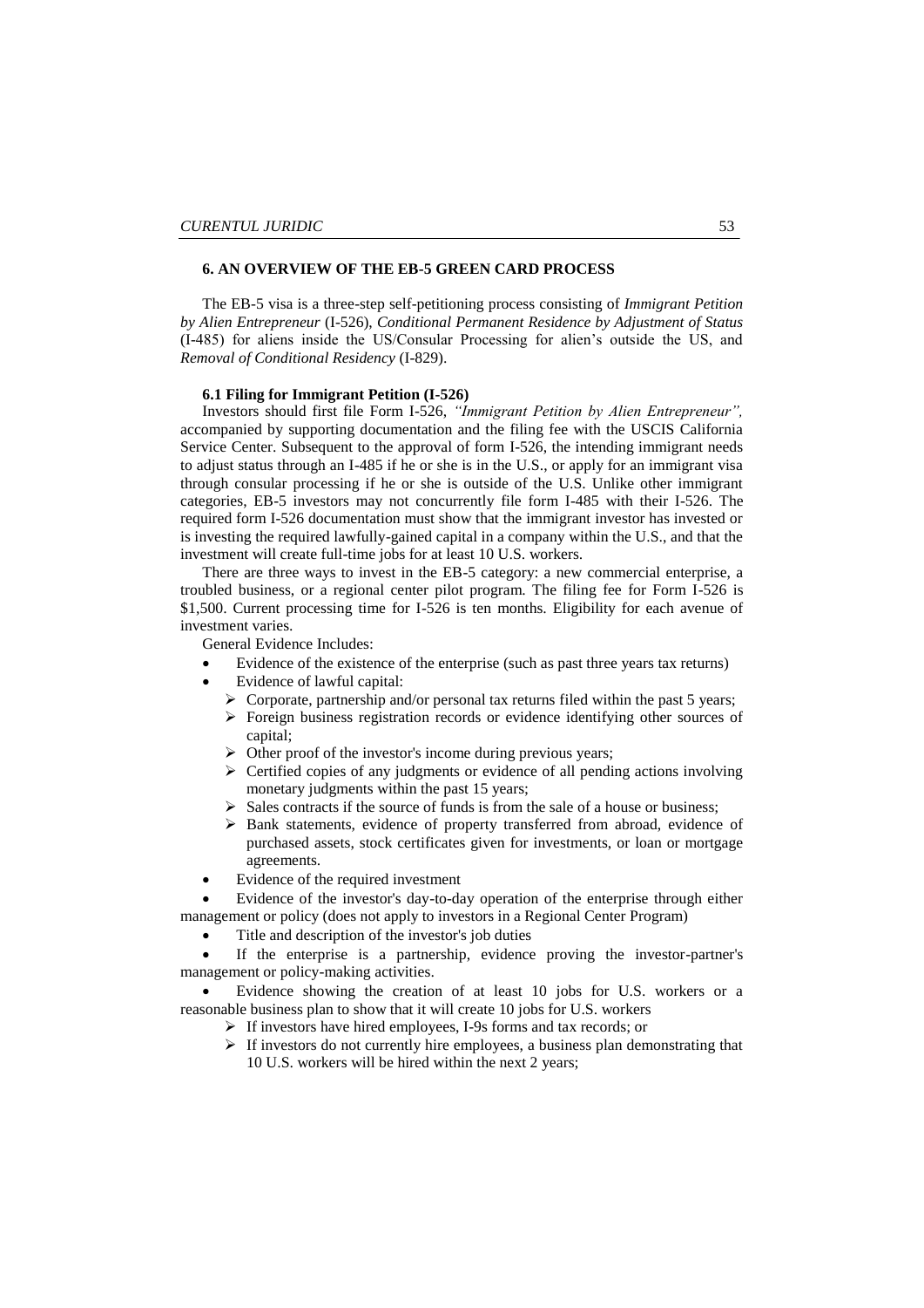## 6. AN OVERVIEW OF THE EB-5 GREEN CARD PROCESS

The EB-5 visa is a three-step self-petitioning process consisting of *Immigrant Petition by Alien Entrepreneur* (I-526), *Conditional Permanent Residence by Adjustment of Status* (I-485) for aliens inside the US/Consular Processing for alien's outside the US, and *Removal of Conditional Residency* (I-829).

### 6.1 Filing for Immigrant Petition (I-526)

Investors should first file Form I-526, *"Immigrant Petition by Alien Entrepreneur",* accompanied by supporting documentation and the filing fee with the USCIS California Service Center. Subsequent to the approval of form I-526, the intending immigrant needs to adjust status through an I-485 if he or she is in the U.S., or apply for an immigrant visa through consular processing if he or she is outside of the U.S. Unlike other immigrant categories, EB-5 investors may not concurrently file form I-485 with their I-526. The required form I-526 documentation must show that the immigrant investor has invested or is investing the required lawfully-gained capital in a company within the U.S., and that the investment will create full-time jobs for at least 10 U.S. workers.

There are three ways to invest in the EB-5 category: a new commercial enterprise, a troubled business, or a regional center pilot program. The filing fee for Form I-526 is $1,500. Current processing time for I-526 is ten months. Eligibility for each avenue of investment varies.

General Evidence Includes:

- Evidence of the existence of the enterprise (such as past three years tax returns)
- Evidence of lawful capital:
  - Corporate, partnership and/or personal tax returns filed within the past 5 years;
  - Foreign business registration records or evidence identifying other sources of capital;
  - Other proof of the investor's income during previous years;
  - Certified copies of any judgments or evidence of all pending actions involving monetary judgments within the past 15 years;
  - Sales contracts if the source of funds is from the sale of a house or business;
  - Bank statements, evidence of property transferred from abroad, evidence of purchased assets, stock certificates given for investments, or loan or mortgage agreements.
- Evidence of the required investment
- Evidence of the investor's day-to-day operation of the enterprise through either management or policy (does not apply to investors in a Regional Center Program)
- Title and description of the investor's job duties
- If the enterprise is a partnership, evidence proving the investor-partner's management or policy-making activities.
- Evidence showing the creation of at least 10 jobs for U.S. workers or a reasonable business plan to show that it will create 10 jobs for U.S. workers
  - If investors have hired employees, I-9s forms and tax records; or
  - If investors do not currently hire employees, a business plan demonstrating that 10 U.S. workers will be hired within the next 2 years;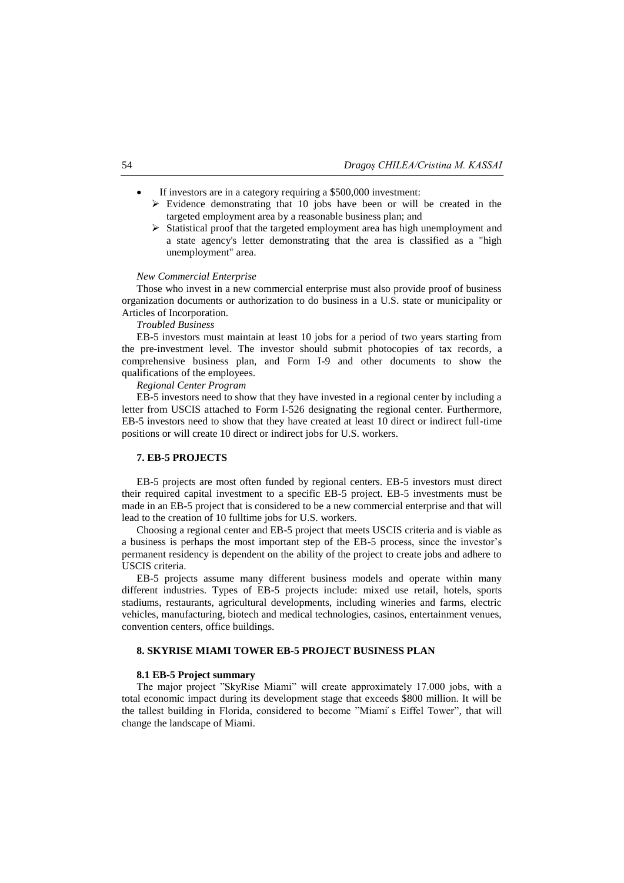- If investors are in a category requiring a $500,000 investment:
  - Evidence demonstrating that 10 jobs have been or will be created in the targeted employment area by a reasonable business plan; and
  - Statistical proof that the targeted employment area has high unemployment and a state agency's letter demonstrating that the area is classified as a "high unemployment" area.

*New Commercial Enterprise*

Those who invest in a new commercial enterprise must also provide proof of business organization documents or authorization to do business in a U.S. state or municipality or Articles of Incorporation.

*Troubled Business*

EB-5 investors must maintain at least 10 jobs for a period of two years starting from the pre-investment level. The investor should submit photocopies of tax records, a comprehensive business plan, and Form I-9 and other documents to show the qualifications of the employees.

*Regional Center Program*

EB-5 investors need to show that they have invested in a regional center by including a letter from USCIS attached to Form I-526 designating the regional center. Furthermore, EB-5 investors need to show that they have created at least 10 direct or indirect full-time positions or will create 10 direct or indirect jobs for U.S. workers.

## 7. EB-5 PROJECTS

EB-5 projects are most often funded by regional centers. EB-5 investors must direct their required capital investment to a specific EB-5 project. EB-5 investments must be made in an EB-5 project that is considered to be a new commercial enterprise and that will lead to the creation of 10 fulltime jobs for U.S. workers.

Choosing a regional center and EB-5 project that meets USCIS criteria and is viable as a business is perhaps the most important step of the EB-5 process, since the investor's permanent residency is dependent on the ability of the project to create jobs and adhere to USCIS criteria.

EB-5 projects assume many different business models and operate within many different industries. Types of EB-5 projects include: mixed use retail, hotels, sports stadiums, restaurants, agricultural developments, including wineries and farms, electric vehicles, manufacturing, biotech and medical technologies, casinos, entertainment venues, convention centers, office buildings.

## 8. SKYRISE MIAMI TOWER EB-5 PROJECT BUSINESS PLAN

### 8.1 EB-5 Project summary

The major project "SkyRise Miami" will create approximately 17.000 jobs, with a total economic impact during its development stage that exceeds $800 million. It will be the tallest building in Florida, considered to become "Miami´s Eiffel Tower", that will change the landscape of Miami.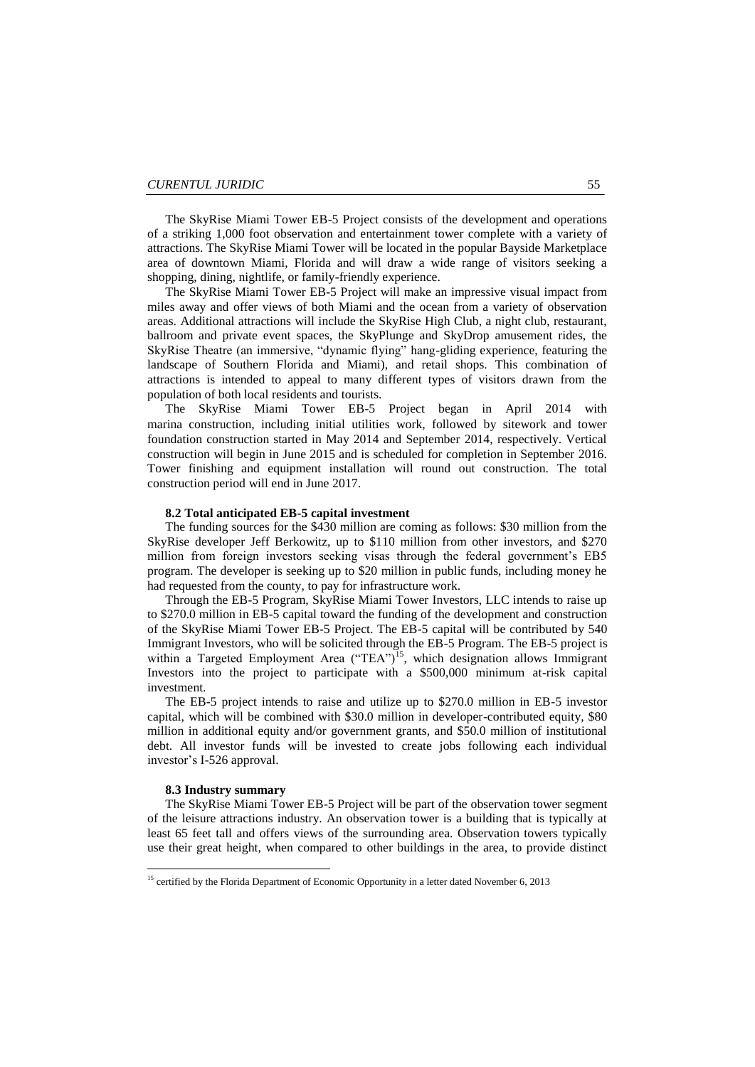The SkyRise Miami Tower EB-5 Project consists of the development and operations of a striking 1,000 foot observation and entertainment tower complete with a variety of attractions. The SkyRise Miami Tower will be located in the popular Bayside Marketplace area of downtown Miami, Florida and will draw a wide range of visitors seeking a shopping, dining, nightlife, or family-friendly experience.

The SkyRise Miami Tower EB-5 Project will make an impressive visual impact from miles away and offer views of both Miami and the ocean from a variety of observation areas. Additional attractions will include the SkyRise High Club, a night club, restaurant, ballroom and private event spaces, the SkyPlunge and SkyDrop amusement rides, the SkyRise Theatre (an immersive, "dynamic flying" hang-gliding experience, featuring the landscape of Southern Florida and Miami), and retail shops. This combination of attractions is intended to appeal to many different types of visitors drawn from the population of both local residents and tourists.

The SkyRise Miami Tower EB-5 Project began in April 2014 with marina construction, including initial utilities work, followed by sitework and tower foundation construction started in May 2014 and September 2014, respectively. Vertical construction will begin in June 2015 and is scheduled for completion in September 2016. Tower finishing and equipment installation will round out construction. The total construction period will end in June 2017.

#### 8.2 Total anticipated EB-5 capital investment

The funding sources for the $430 million are coming as follows: $30 million from the SkyRise developer Jeff Berkowitz, up to $110 million from other investors, and $270 million from foreign investors seeking visas through the federal government's EB5 program. The developer is seeking up to $20 million in public funds, including money he had requested from the county, to pay for infrastructure work.

Through the EB-5 Program, SkyRise Miami Tower Investors, LLC intends to raise up to $270.0 million in EB-5 capital toward the funding of the development and construction of the SkyRise Miami Tower EB-5 Project. The EB-5 capital will be contributed by 540 Immigrant Investors, who will be solicited through the EB-5 Program. The EB-5 project is within a Targeted Employment Area ("TEA")[15], which designation allows Immigrant Investors into the project to participate with a $500,000 minimum at-risk capital investment.

The EB-5 project intends to raise and utilize up to $270.0 million in EB-5 investor capital, which will be combined with $30.0 million in developer-contributed equity, $80 million in additional equity and/or government grants, and $50.0 million of institutional debt. All investor funds will be invested to create jobs following each individual investor's I-526 approval.

#### 8.3 Industry summary

The SkyRise Miami Tower EB-5 Project will be part of the observation tower segment of the leisure attractions industry. An observation tower is a building that is typically at least 65 feet tall and offers views of the surrounding area. Observation towers typically use their great height, when compared to other buildings in the area, to provide distinct

---

[15] certified by the Florida Department of Economic Opportunity in a letter dated November 6, 2013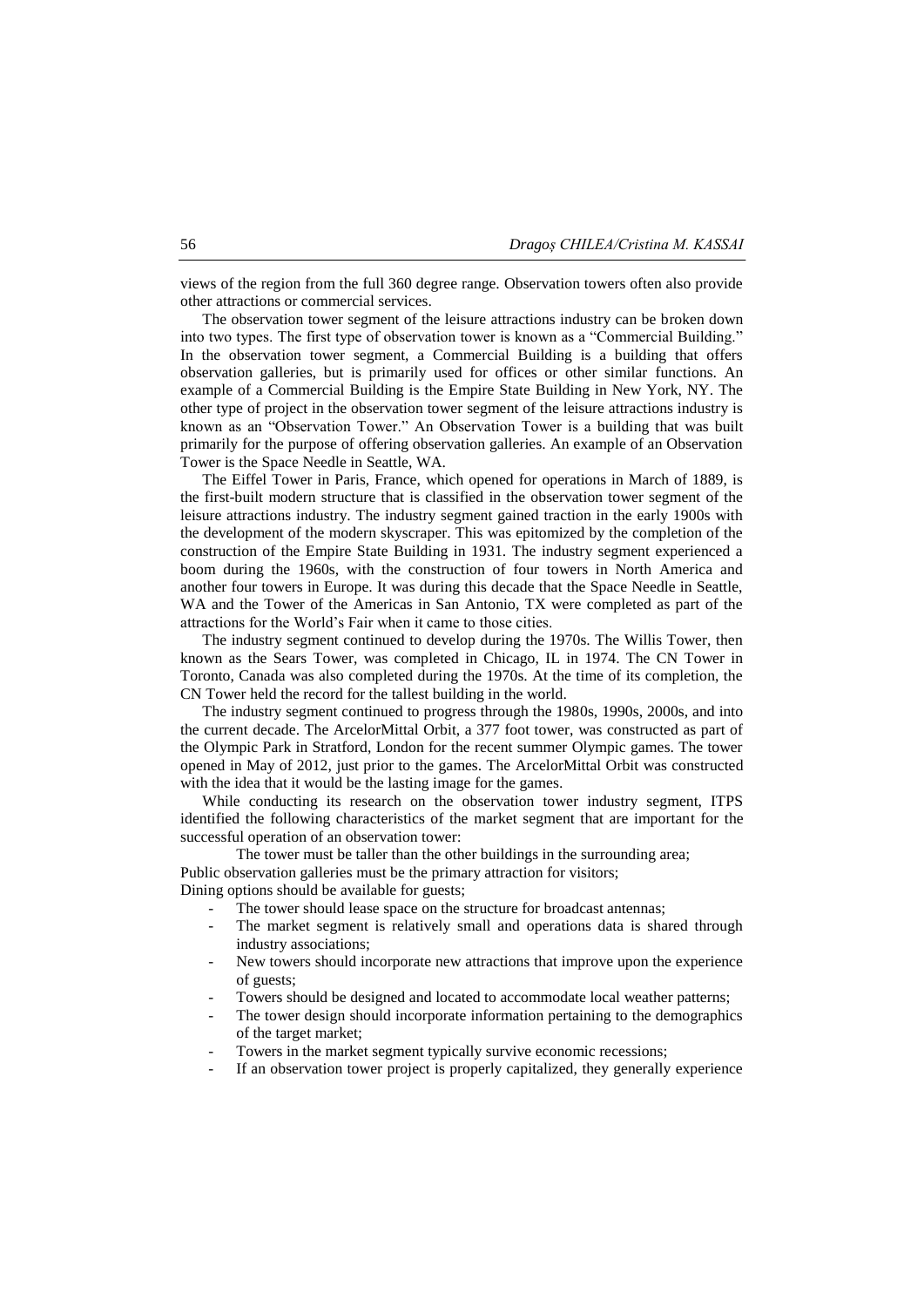views of the region from the full 360 degree range. Observation towers often also provide other attractions or commercial services.

The observation tower segment of the leisure attractions industry can be broken down into two types. The first type of observation tower is known as a "Commercial Building." In the observation tower segment, a Commercial Building is a building that offers observation galleries, but is primarily used for offices or other similar functions. An example of a Commercial Building is the Empire State Building in New York, NY. The other type of project in the observation tower segment of the leisure attractions industry is known as an "Observation Tower." An Observation Tower is a building that was built primarily for the purpose of offering observation galleries. An example of an Observation Tower is the Space Needle in Seattle, WA.

The Eiffel Tower in Paris, France, which opened for operations in March of 1889, is the first-built modern structure that is classified in the observation tower segment of the leisure attractions industry. The industry segment gained traction in the early 1900s with the development of the modern skyscraper. This was epitomized by the completion of the construction of the Empire State Building in 1931. The industry segment experienced a boom during the 1960s, with the construction of four towers in North America and another four towers in Europe. It was during this decade that the Space Needle in Seattle, WA and the Tower of the Americas in San Antonio, TX were completed as part of the attractions for the World's Fair when it came to those cities.

The industry segment continued to develop during the 1970s. The Willis Tower, then known as the Sears Tower, was completed in Chicago, IL in 1974. The CN Tower in Toronto, Canada was also completed during the 1970s. At the time of its completion, the CN Tower held the record for the tallest building in the world.

The industry segment continued to progress through the 1980s, 1990s, 2000s, and into the current decade. The ArcelorMittal Orbit, a 377 foot tower, was constructed as part of the Olympic Park in Stratford, London for the recent summer Olympic games. The tower opened in May of 2012, just prior to the games. The ArcelorMittal Orbit was constructed with the idea that it would be the lasting image for the games.

While conducting its research on the observation tower industry segment, ITPS identified the following characteristics of the market segment that are important for the successful operation of an observation tower:

- The tower must be taller than the other buildings in the surrounding area;
- Public observation galleries must be the primary attraction for visitors;
- Dining options should be available for guests;
- The tower should lease space on the structure for broadcast antennas;
- The market segment is relatively small and operations data is shared through industry associations;
- New towers should incorporate new attractions that improve upon the experience of guests;
- Towers should be designed and located to accommodate local weather patterns;
- The tower design should incorporate information pertaining to the demographics of the target market;
- Towers in the market segment typically survive economic recessions;
- If an observation tower project is properly capitalized, they generally experience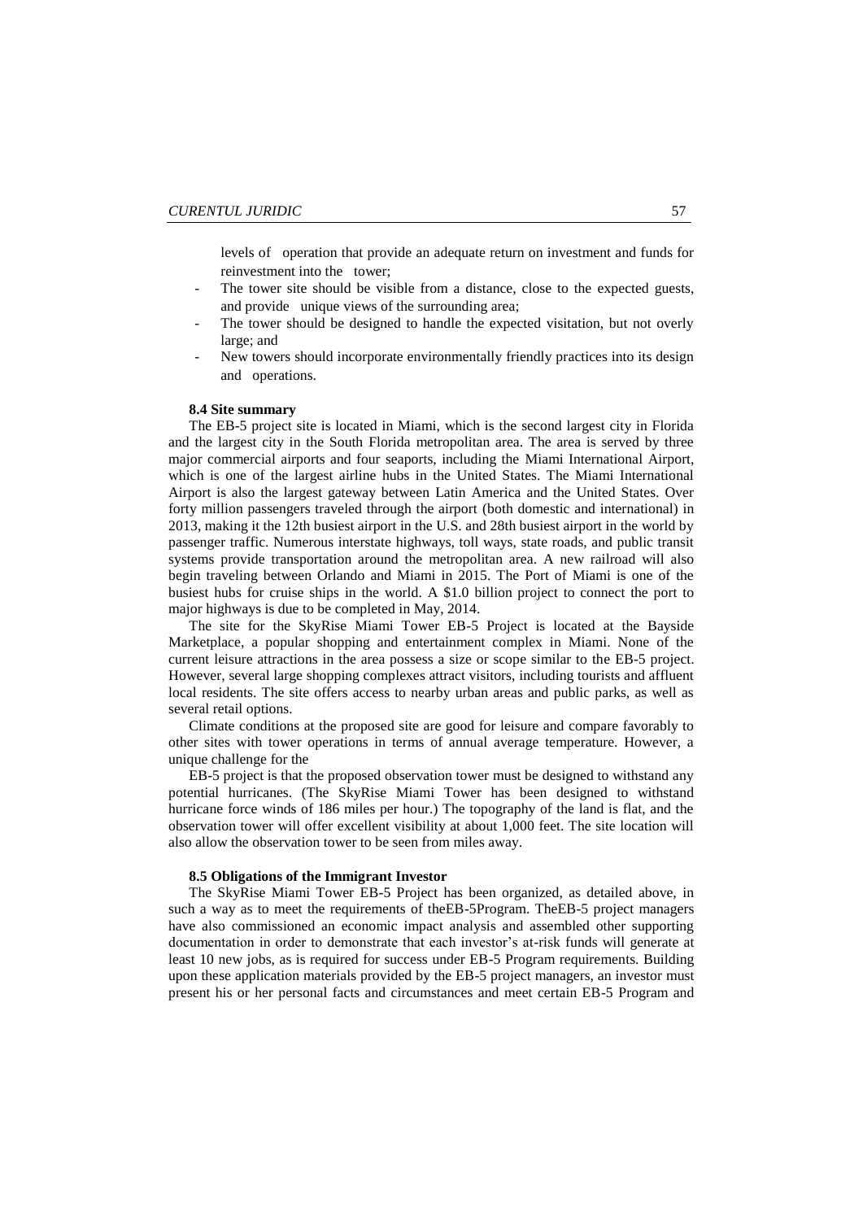levels of operation that provide an adequate return on investment and funds for reinvestment into the tower;

- The tower site should be visible from a distance, close to the expected guests, and provide unique views of the surrounding area;
- The tower should be designed to handle the expected visitation, but not overly large; and
- New towers should incorporate environmentally friendly practices into its design and operations.

**8.4 Site summary**

The EB-5 project site is located in Miami, which is the second largest city in Florida and the largest city in the South Florida metropolitan area. The area is served by three major commercial airports and four seaports, including the Miami International Airport, which is one of the largest airline hubs in the United States. The Miami International Airport is also the largest gateway between Latin America and the United States. Over forty million passengers traveled through the airport (both domestic and international) in 2013, making it the 12th busiest airport in the U.S. and 28th busiest airport in the world by passenger traffic. Numerous interstate highways, toll ways, state roads, and public transit systems provide transportation around the metropolitan area. A new railroad will also begin traveling between Orlando and Miami in 2015. The Port of Miami is one of the busiest hubs for cruise ships in the world. A $1.0 billion project to connect the port to major highways is due to be completed in May, 2014.

The site for the SkyRise Miami Tower EB-5 Project is located at the Bayside Marketplace, a popular shopping and entertainment complex in Miami. None of the current leisure attractions in the area possess a size or scope similar to the EB-5 project. However, several large shopping complexes attract visitors, including tourists and affluent local residents. The site offers access to nearby urban areas and public parks, as well as several retail options.

Climate conditions at the proposed site are good for leisure and compare favorably to other sites with tower operations in terms of annual average temperature. However, a unique challenge for the

EB-5 project is that the proposed observation tower must be designed to withstand any potential hurricanes. (The SkyRise Miami Tower has been designed to withstand hurricane force winds of 186 miles per hour.) The topography of the land is flat, and the observation tower will offer excellent visibility at about 1,000 feet. The site location will also allow the observation tower to be seen from miles away.

**8.5 Obligations of the Immigrant Investor**

The SkyRise Miami Tower EB-5 Project has been organized, as detailed above, in such a way as to meet the requirements of theEB-5Program. TheEB-5 project managers have also commissioned an economic impact analysis and assembled other supporting documentation in order to demonstrate that each investor's at-risk funds will generate at least 10 new jobs, as is required for success under EB-5 Program requirements. Building upon these application materials provided by the EB-5 project managers, an investor must present his or her personal facts and circumstances and meet certain EB-5 Program and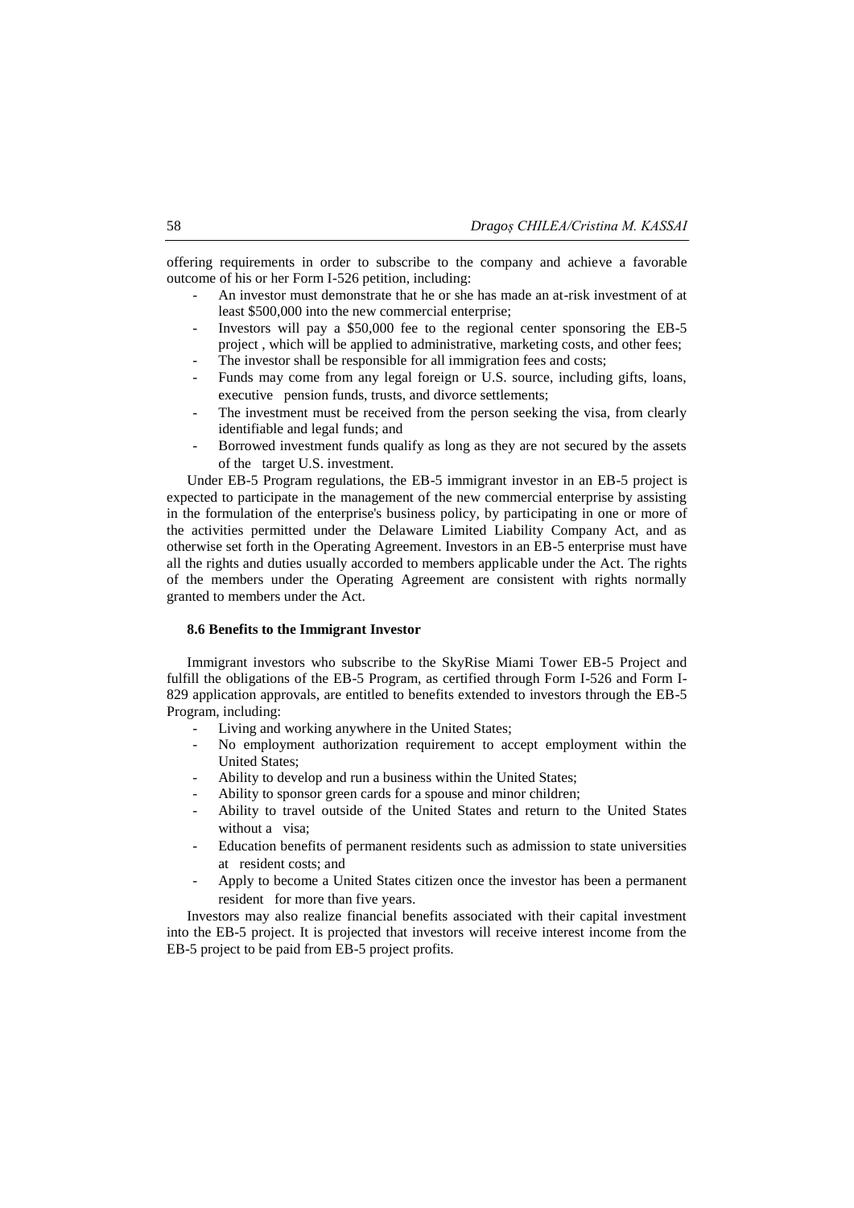offering requirements in order to subscribe to the company and achieve a favorable outcome of his or her Form I-526 petition, including:

- An investor must demonstrate that he or she has made an at-risk investment of at least $500,000 into the new commercial enterprise;
- Investors will pay a $50,000 fee to the regional center sponsoring the EB-5 project , which will be applied to administrative, marketing costs, and other fees;
- The investor shall be responsible for all immigration fees and costs;
- Funds may come from any legal foreign or U.S. source, including gifts, loans, executive pension funds, trusts, and divorce settlements;
- The investment must be received from the person seeking the visa, from clearly identifiable and legal funds; and
- Borrowed investment funds qualify as long as they are not secured by the assets of the target U.S. investment.

Under EB-5 Program regulations, the EB-5 immigrant investor in an EB-5 project is expected to participate in the management of the new commercial enterprise by assisting in the formulation of the enterprise's business policy, by participating in one or more of the activities permitted under the Delaware Limited Liability Company Act, and as otherwise set forth in the Operating Agreement. Investors in an EB-5 enterprise must have all the rights and duties usually accorded to members applicable under the Act. The rights of the members under the Operating Agreement are consistent with rights normally granted to members under the Act.

### 8.6 Benefits to the Immigrant Investor

Immigrant investors who subscribe to the SkyRise Miami Tower EB-5 Project and fulfill the obligations of the EB-5 Program, as certified through Form I-526 and Form I-829 application approvals, are entitled to benefits extended to investors through the EB-5 Program, including:

- Living and working anywhere in the United States;
- No employment authorization requirement to accept employment within the United States;
- Ability to develop and run a business within the United States;
- Ability to sponsor green cards for a spouse and minor children;
- Ability to travel outside of the United States and return to the United States without a visa;
- Education benefits of permanent residents such as admission to state universities at resident costs; and
- Apply to become a United States citizen once the investor has been a permanent resident for more than five years.

Investors may also realize financial benefits associated with their capital investment into the EB-5 project. It is projected that investors will receive interest income from the EB-5 project to be paid from EB-5 project profits.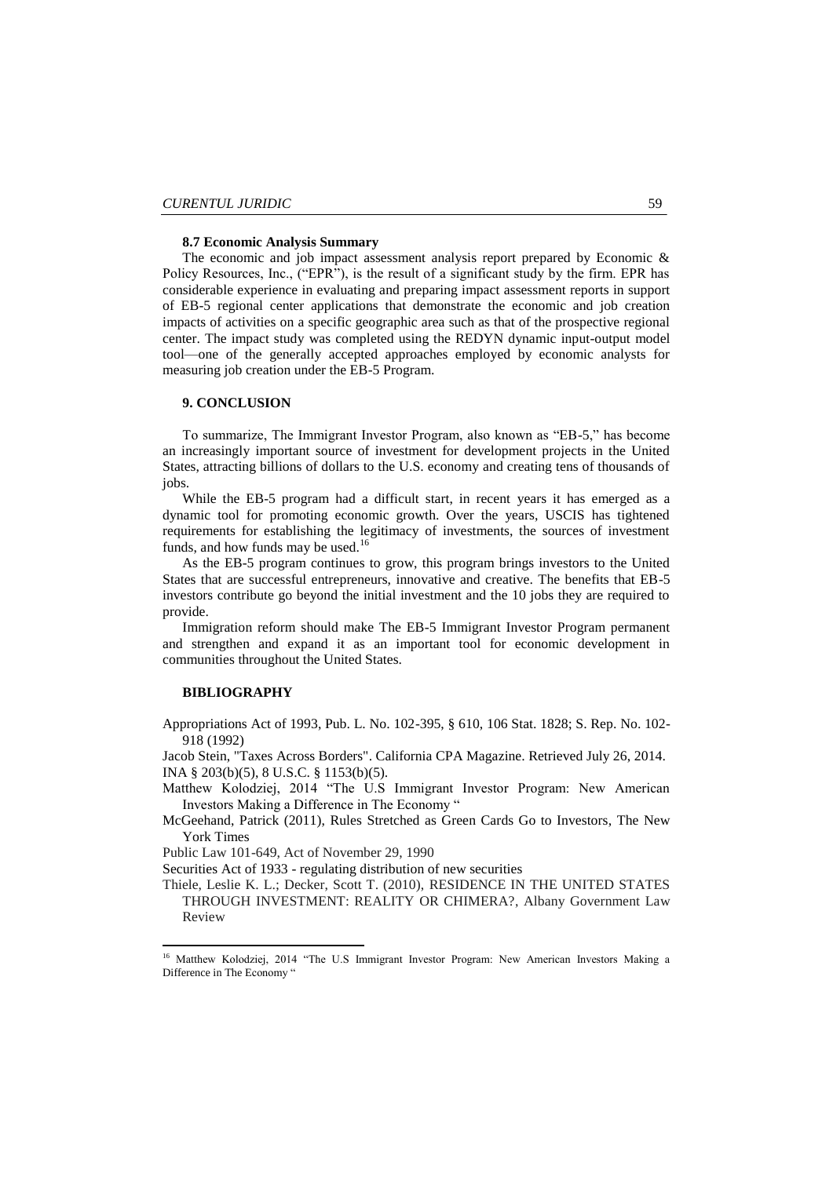### 8.7 Economic Analysis Summary

The economic and job impact assessment analysis report prepared by Economic & Policy Resources, Inc., ("EPR"), is the result of a significant study by the firm. EPR has considerable experience in evaluating and preparing impact assessment reports in support of EB-5 regional center applications that demonstrate the economic and job creation impacts of activities on a specific geographic area such as that of the prospective regional center. The impact study was completed using the REDYN dynamic input-output model tool—one of the generally accepted approaches employed by economic analysts for measuring job creation under the EB-5 Program.

## 9. CONCLUSION

To summarize, The Immigrant Investor Program, also known as "EB-5," has become an increasingly important source of investment for development projects in the United States, attracting billions of dollars to the U.S. economy and creating tens of thousands of jobs.

While the EB-5 program had a difficult start, in recent years it has emerged as a dynamic tool for promoting economic growth. Over the years, USCIS has tightened requirements for establishing the legitimacy of investments, the sources of investment funds, and how funds may be used.[16]

As the EB-5 program continues to grow, this program brings investors to the United States that are successful entrepreneurs, innovative and creative. The benefits that EB-5 investors contribute go beyond the initial investment and the 10 jobs they are required to provide.

Immigration reform should make The EB-5 Immigrant Investor Program permanent and strengthen and expand it as an important tool for economic development in communities throughout the United States.

## BIBLIOGRAPHY

Appropriations Act of 1993, Pub. L. No. 102-395, § 610, 106 Stat. 1828; S. Rep. No. 102-918 (1992)

Jacob Stein, "Taxes Across Borders". California CPA Magazine. Retrieved July 26, 2014.

INA § 203(b)(5), 8 U.S.C. § 1153(b)(5).

Matthew Kolodziej, 2014 "The U.S Immigrant Investor Program: New American Investors Making a Difference in The Economy "

McGeehand, Patrick (2011), Rules Stretched as Green Cards Go to Investors, The New York Times

Public Law 101-649, Act of November 29, 1990

Securities Act of 1933 - regulating distribution of new securities

Thiele, Leslie K. L.; Decker, Scott T. (2010), RESIDENCE IN THE UNITED STATES THROUGH INVESTMENT: REALITY OR CHIMERA?, Albany Government Law Review

---

[16] Matthew Kolodziej, 2014 "The U.S Immigrant Investor Program: New American Investors Making a Difference in The Economy "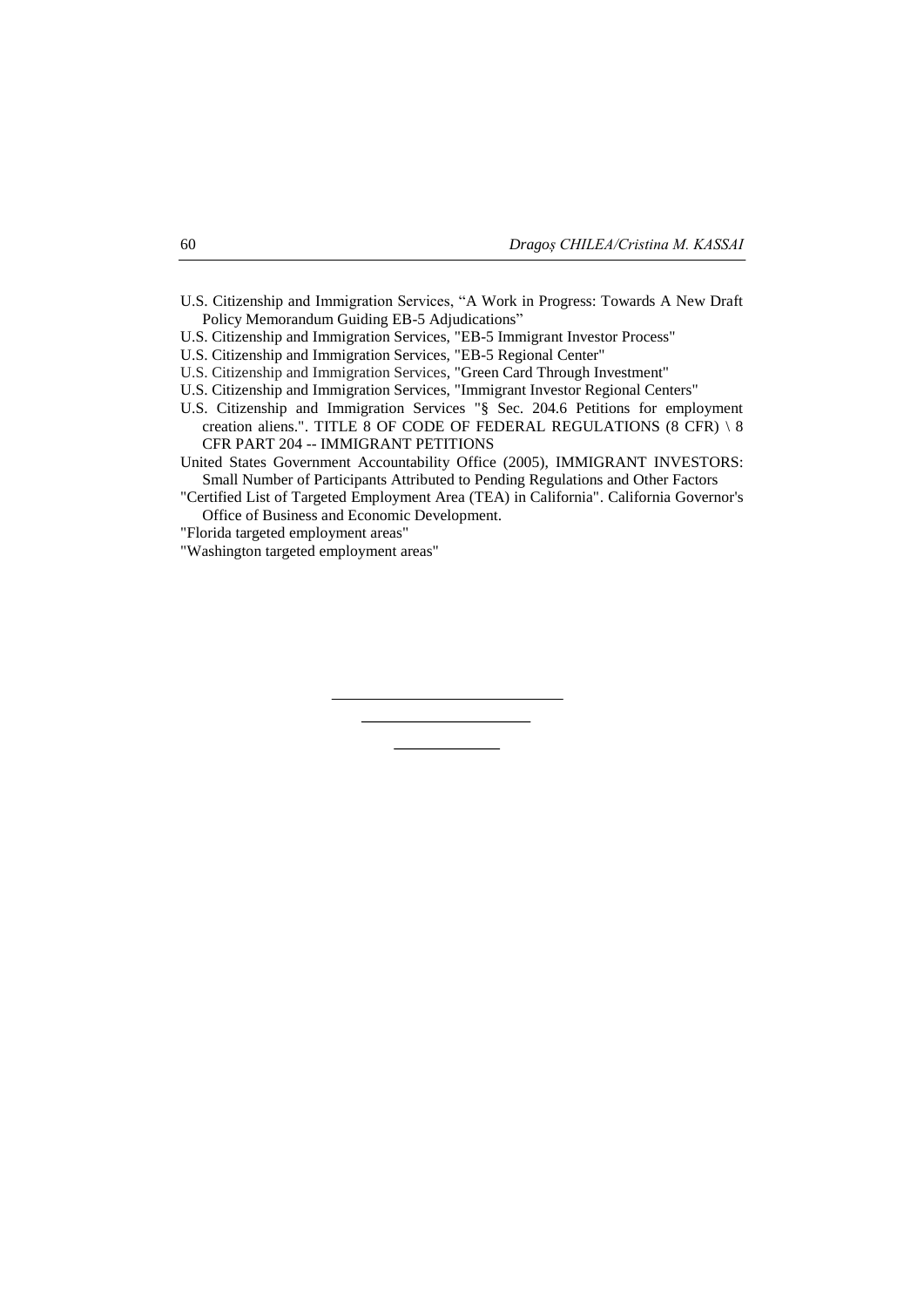U.S. Citizenship and Immigration Services, "A Work in Progress: Towards A New Draft Policy Memorandum Guiding EB-5 Adjudications"

U.S. Citizenship and Immigration Services, "EB-5 Immigrant Investor Process"

U.S. Citizenship and Immigration Services, "EB-5 Regional Center"

U.S. Citizenship and Immigration Services, "Green Card Through Investment"

U.S. Citizenship and Immigration Services, "Immigrant Investor Regional Centers"

U.S. Citizenship and Immigration Services "§ Sec. 204.6 Petitions for employment creation aliens.". TITLE 8 OF CODE OF FEDERAL REGULATIONS (8 CFR) \ 8 CFR PART 204 -- IMMIGRANT PETITIONS

United States Government Accountability Office (2005), IMMIGRANT INVESTORS: Small Number of Participants Attributed to Pending Regulations and Other Factors

"Certified List of Targeted Employment Area (TEA) in California". California Governor's Office of Business and Economic Development.

"Florida targeted employment areas"

"Washington targeted employment areas"